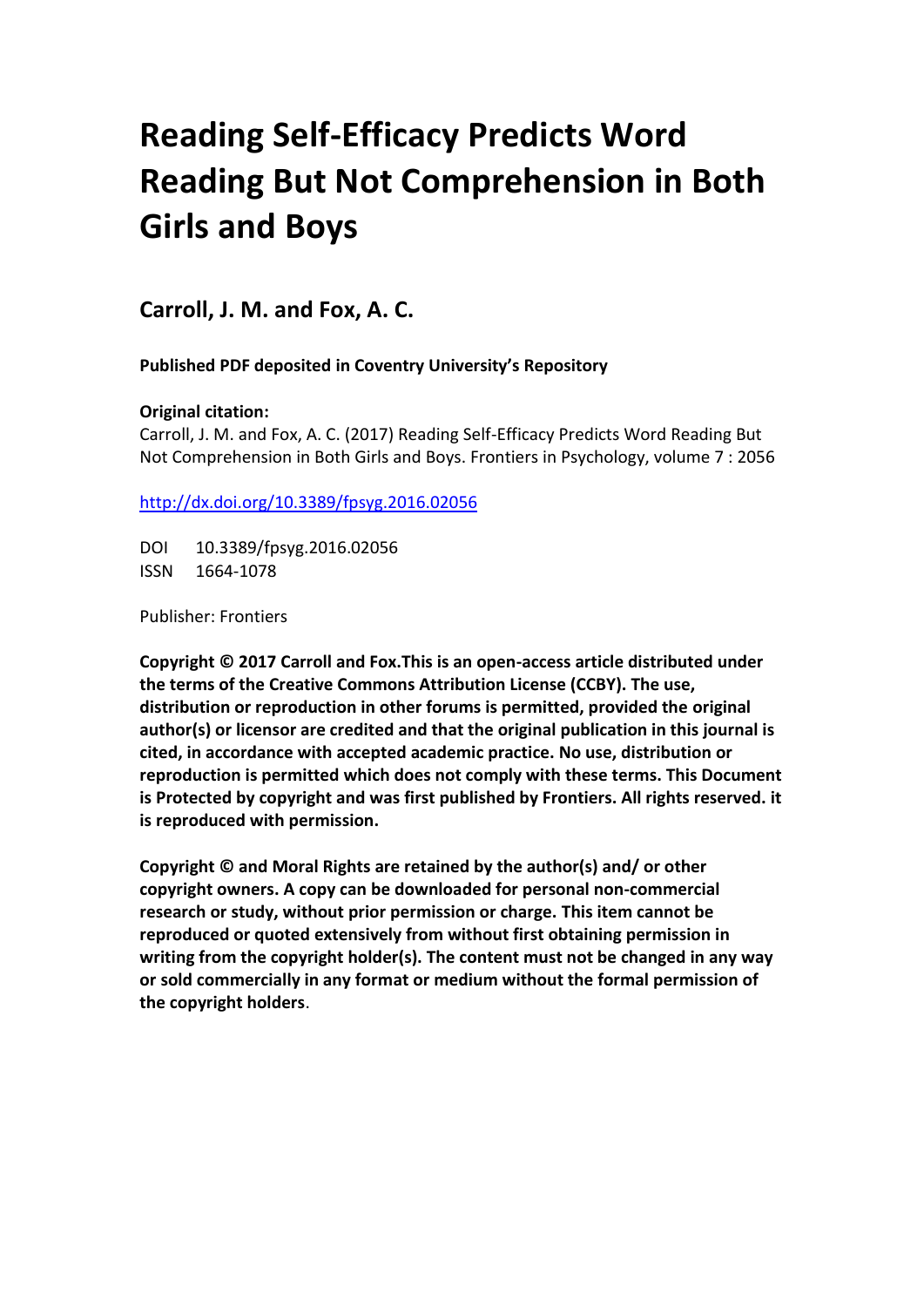# Reading Self-Efficacy Predicts Word Reading But Not Comprehension in Both Girls and Boys

## Carroll, J. M. and Fox, A. C.

**Published PDF deposited in Coventry University's Repository**

**Original citation:**
Carroll, J. M. and Fox, A. C. (2017) Reading Self-Efficacy Predicts Word Reading But Not Comprehension in Both Girls and Boys. Frontiers in Psychology, volume 7 : 2056

http://dx.doi.org/10.3389/fpsyg.2016.02056

DOI 10.3389/fpsyg.2016.02056
ISSN 1664-1078

Publisher: Frontiers

**Copyright © 2017 Carroll and Fox.This is an open-access article distributed under the terms of the Creative Commons Attribution License (CCBY). The use, distribution or reproduction in other forums is permitted, provided the original author(s) or licensor are credited and that the original publication in this journal is cited, in accordance with accepted academic practice. No use, distribution or reproduction is permitted which does not comply with these terms. This Document is Protected by copyright and was first published by Frontiers. All rights reserved. it is reproduced with permission.**

**Copyright © and Moral Rights are retained by the author(s) and/ or other copyright owners. A copy can be downloaded for personal non-commercial research or study, without prior permission or charge. This item cannot be reproduced or quoted extensively from without first obtaining permission in writing from the copyright holder(s). The content must not be changed in any way or sold commercially in any format or medium without the formal permission of the copyright holders**.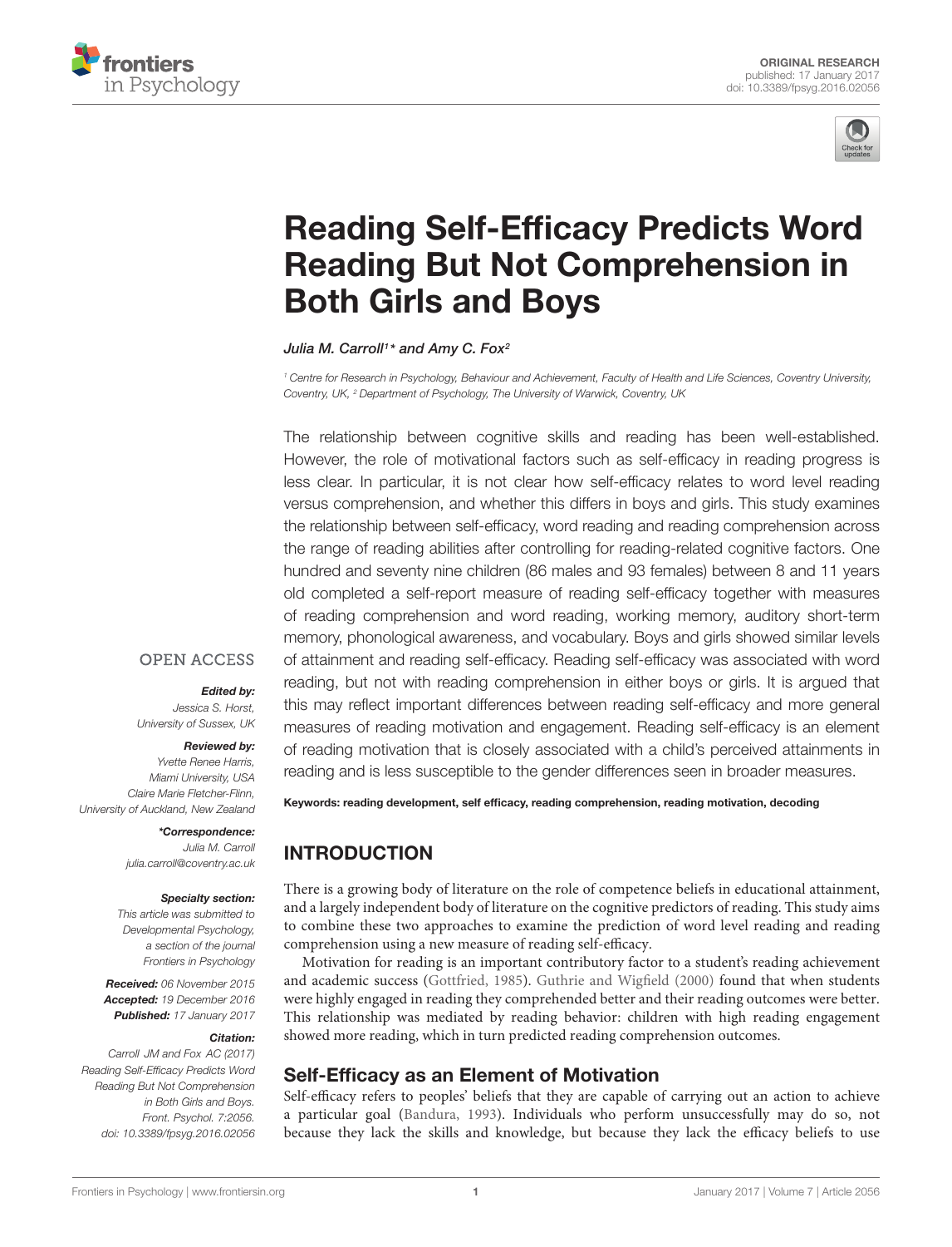# Reading Self-Efficacy Predicts Word Reading But Not Comprehension in Both Girls and Boys

*Julia M. Carroll[1]* and Amy C. Fox[2]*

[1] Centre for Research in Psychology, Behaviour and Achievement, Faculty of Health and Life Sciences, Coventry University, Coventry, UK, [2] Department of Psychology, The University of Warwick, Coventry, UK

OPEN ACCESS

***Edited by:***
Jessica S. Horst,
University of Sussex, UK

***Reviewed by:***
Yvette Renee Harris,
Miami University, USA
Claire Marie Fletcher-Flinn,
University of Auckland, New Zealand

***\*Correspondence:***
Julia M. Carroll
julia.carroll@coventry.ac.uk

***Specialty section:***
This article was submitted to Developmental Psychology, a section of the journal Frontiers in Psychology

***Received:*** 06 November 2015
***Accepted:*** 19 December 2016
***Published:*** 17 January 2017

***Citation:***
Carroll JM and Fox AC (2017) Reading Self-Efficacy Predicts Word Reading But Not Comprehension in Both Girls and Boys. Front. Psychol. 7:2056. doi: 10.3389/fpsyg.2016.02056

The relationship between cognitive skills and reading has been well-established. However, the role of motivational factors such as self-efficacy in reading progress is less clear. In particular, it is not clear how self-efficacy relates to word level reading versus comprehension, and whether this differs in boys and girls. This study examines the relationship between self-efficacy, word reading and reading comprehension across the range of reading abilities after controlling for reading-related cognitive factors. One hundred and seventy nine children (86 males and 93 females) between 8 and 11 years old completed a self-report measure of reading self-efficacy together with measures of reading comprehension and word reading, working memory, auditory short-term memory, phonological awareness, and vocabulary. Boys and girls showed similar levels of attainment and reading self-efficacy. Reading self-efficacy was associated with word reading, but not with reading comprehension in either boys or girls. It is argued that this may reflect important differences between reading self-efficacy and more general measures of reading motivation and engagement. Reading self-efficacy is an element of reading motivation that is closely associated with a child's perceived attainments in reading and is less susceptible to the gender differences seen in broader measures.

**Keywords: reading development, self efficacy, reading comprehension, reading motivation, decoding**

## INTRODUCTION

There is a growing body of literature on the role of competence beliefs in educational attainment, and a largely independent body of literature on the cognitive predictors of reading. This study aims to combine these two approaches to examine the prediction of word level reading and reading comprehension using a new measure of reading self-efficacy.

Motivation for reading is an important contributory factor to a student's reading achievement and academic success (Gottfried, 1985). Guthrie and Wigfield (2000) found that when students were highly engaged in reading they comprehended better and their reading outcomes were better. This relationship was mediated by reading behavior: children with high reading engagement showed more reading, which in turn predicted reading comprehension outcomes.

### Self-Efficacy as an Element of Motivation

Self-efficacy refers to peoples' beliefs that they are capable of carrying out an action to achieve a particular goal (Bandura, 1993). Individuals who perform unsuccessfully may do so, not because they lack the skills and knowledge, but because they lack the efficacy beliefs to use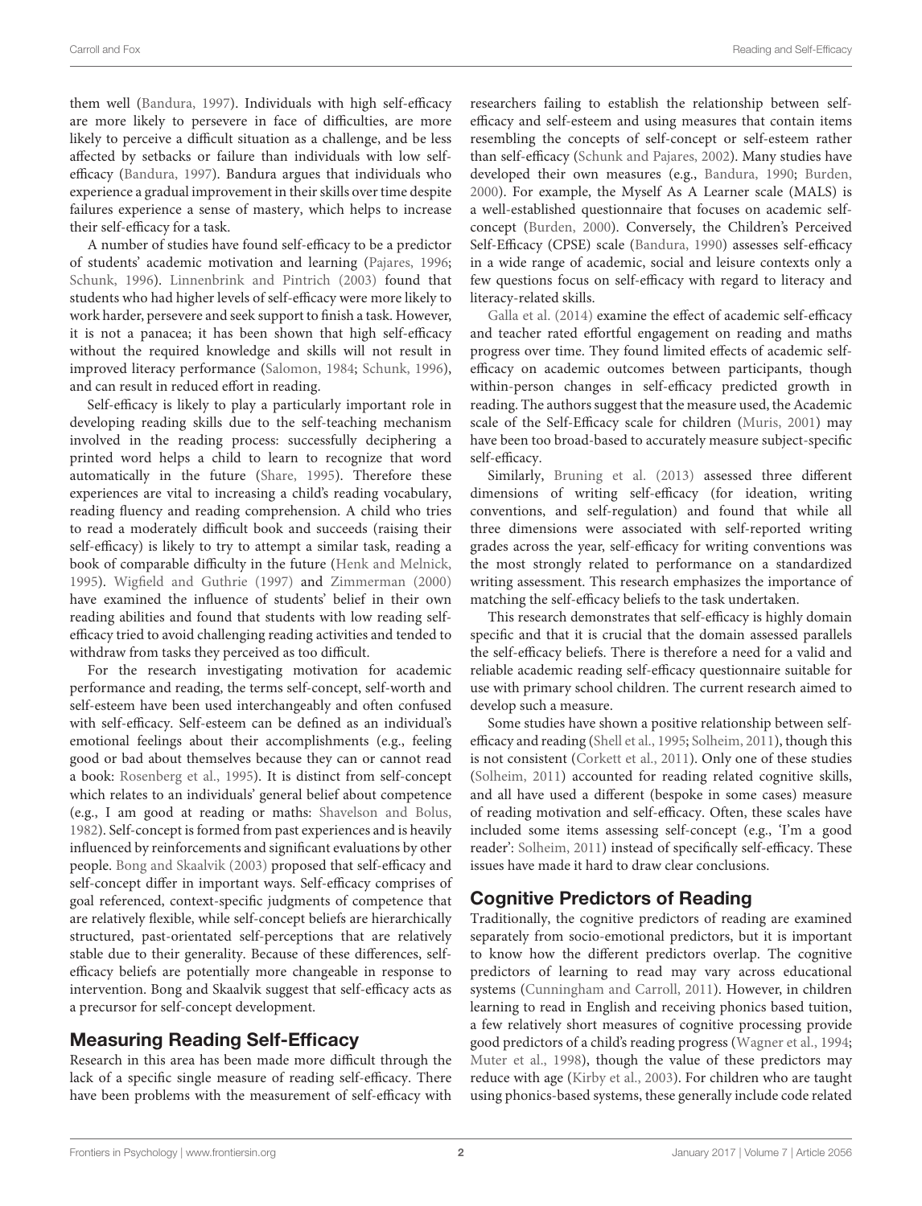them well (Bandura, 1997). Individuals with high self-efficacy are more likely to persevere in face of difficulties, are more likely to perceive a difficult situation as a challenge, and be less affected by setbacks or failure than individuals with low self-efficacy (Bandura, 1997). Bandura argues that individuals who experience a gradual improvement in their skills over time despite failures experience a sense of mastery, which helps to increase their self-efficacy for a task.

A number of studies have found self-efficacy to be a predictor of students' academic motivation and learning (Pajares, 1996; Schunk, 1996). Linnenbrink and Pintrich (2003) found that students who had higher levels of self-efficacy were more likely to work harder, persevere and seek support to finish a task. However, it is not a panacea; it has been shown that high self-efficacy without the required knowledge and skills will not result in improved literacy performance (Salomon, 1984; Schunk, 1996), and can result in reduced effort in reading.

Self-efficacy is likely to play a particularly important role in developing reading skills due to the self-teaching mechanism involved in the reading process: successfully deciphering a printed word helps a child to learn to recognize that word automatically in the future (Share, 1995). Therefore these experiences are vital to increasing a child's reading vocabulary, reading fluency and reading comprehension. A child who tries to read a moderately difficult book and succeeds (raising their self-efficacy) is likely to try to attempt a similar task, reading a book of comparable difficulty in the future (Henk and Melnick, 1995). Wigfield and Guthrie (1997) and Zimmerman (2000) have examined the influence of students' belief in their own reading abilities and found that students with low reading self-efficacy tried to avoid challenging reading activities and tended to withdraw from tasks they perceived as too difficult.

For the research investigating motivation for academic performance and reading, the terms self-concept, self-worth and self-esteem have been used interchangeably and often confused with self-efficacy. Self-esteem can be defined as an individual's emotional feelings about their accomplishments (e.g., feeling good or bad about themselves because they can or cannot read a book: Rosenberg et al., 1995). It is distinct from self-concept which relates to an individuals' general belief about competence (e.g., I am good at reading or maths: Shavelson and Bolus, 1982). Self-concept is formed from past experiences and is heavily influenced by reinforcements and significant evaluations by other people. Bong and Skaalvik (2003) proposed that self-efficacy and self-concept differ in important ways. Self-efficacy comprises of goal referenced, context-specific judgments of competence that are relatively flexible, while self-concept beliefs are hierarchically structured, past-orientated self-perceptions that are relatively stable due to their generality. Because of these differences, self-efficacy beliefs are potentially more changeable in response to intervention. Bong and Skaalvik suggest that self-efficacy acts as a precursor for self-concept development.

## Measuring Reading Self-Efficacy

Research in this area has been made more difficult through the lack of a specific single measure of reading self-efficacy. There have been problems with the measurement of self-efficacy with researchers failing to establish the relationship between self-efficacy and self-esteem and using measures that contain items resembling the concepts of self-concept or self-esteem rather than self-efficacy (Schunk and Pajares, 2002). Many studies have developed their own measures (e.g., Bandura, 1990; Burden, 2000). For example, the Myself As A Learner scale (MALS) is a well-established questionnaire that focuses on academic self-concept (Burden, 2000). Conversely, the Children's Perceived Self-Efficacy (CPSE) scale (Bandura, 1990) assesses self-efficacy in a wide range of academic, social and leisure contexts only a few questions focus on self-efficacy with regard to literacy and literacy-related skills.

Galla et al. (2014) examine the effect of academic self-efficacy and teacher rated effortful engagement on reading and maths progress over time. They found limited effects of academic self-efficacy on academic outcomes between participants, though within-person changes in self-efficacy predicted growth in reading. The authors suggest that the measure used, the Academic scale of the Self-Efficacy scale for children (Muris, 2001) may have been too broad-based to accurately measure subject-specific self-efficacy.

Similarly, Bruning et al. (2013) assessed three different dimensions of writing self-efficacy (for ideation, writing conventions, and self-regulation) and found that while all three dimensions were associated with self-reported writing grades across the year, self-efficacy for writing conventions was the most strongly related to performance on a standardized writing assessment. This research emphasizes the importance of matching the self-efficacy beliefs to the task undertaken.

This research demonstrates that self-efficacy is highly domain specific and that it is crucial that the domain assessed parallels the self-efficacy beliefs. There is therefore a need for a valid and reliable academic reading self-efficacy questionnaire suitable for use with primary school children. The current research aimed to develop such a measure.

Some studies have shown a positive relationship between self-efficacy and reading (Shell et al., 1995; Solheim, 2011), though this is not consistent (Corkett et al., 2011). Only one of these studies (Solheim, 2011) accounted for reading related cognitive skills, and all have used a different (bespoke in some cases) measure of reading motivation and self-efficacy. Often, these scales have included some items assessing self-concept (e.g., 'I'm a good reader': Solheim, 2011) instead of specifically self-efficacy. These issues have made it hard to draw clear conclusions.

## Cognitive Predictors of Reading

Traditionally, the cognitive predictors of reading are examined separately from socio-emotional predictors, but it is important to know how the different predictors overlap. The cognitive predictors of learning to read may vary across educational systems (Cunningham and Carroll, 2011). However, in children learning to read in English and receiving phonics based tuition, a few relatively short measures of cognitive processing provide good predictors of a child's reading progress (Wagner et al., 1994; Muter et al., 1998), though the value of these predictors may reduce with age (Kirby et al., 2003). For children who are taught using phonics-based systems, these generally include code related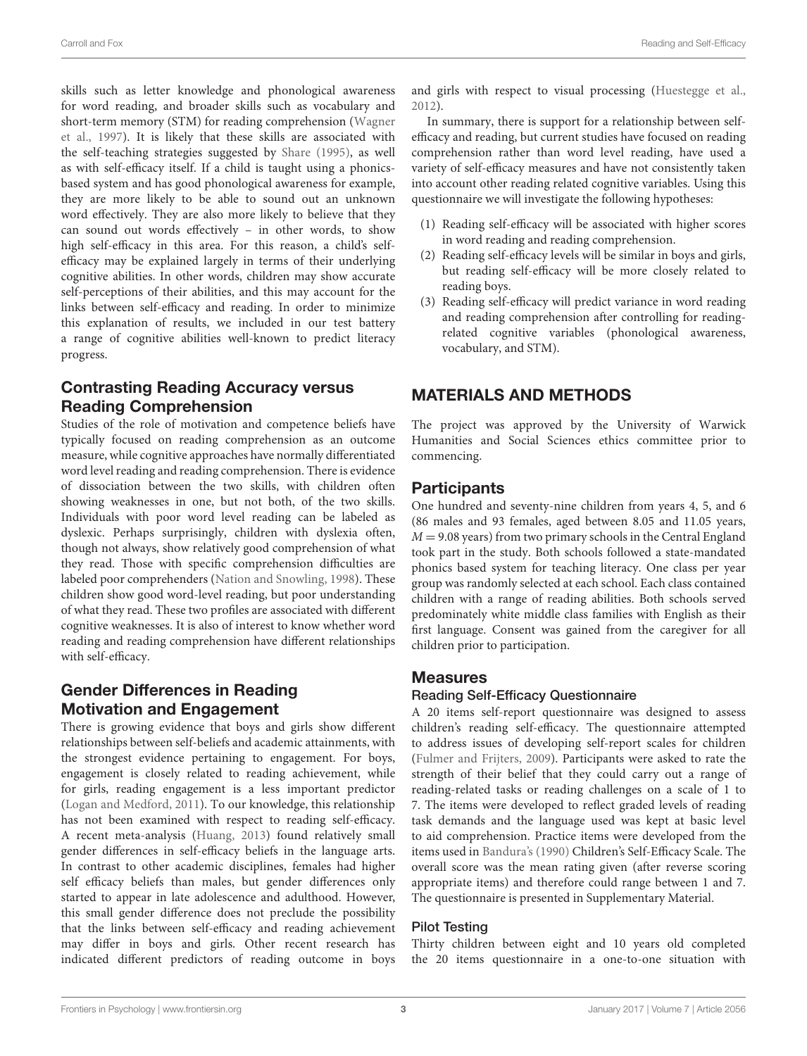skills such as letter knowledge and phonological awareness for word reading, and broader skills such as vocabulary and short-term memory (STM) for reading comprehension (Wagner et al., 1997). It is likely that these skills are associated with the self-teaching strategies suggested by Share (1995), as well as with self-efficacy itself. If a child is taught using a phonics-based system and has good phonological awareness for example, they are more likely to be able to sound out an unknown word effectively. They are also more likely to believe that they can sound out words effectively – in other words, to show high self-efficacy in this area. For this reason, a child's self-efficacy may be explained largely in terms of their underlying cognitive abilities. In other words, children may show accurate self-perceptions of their abilities, and this may account for the links between self-efficacy and reading. In order to minimize this explanation of results, we included in our test battery a range of cognitive abilities well-known to predict literacy progress.

## Contrasting Reading Accuracy versus Reading Comprehension

Studies of the role of motivation and competence beliefs have typically focused on reading comprehension as an outcome measure, while cognitive approaches have normally differentiated word level reading and reading comprehension. There is evidence of dissociation between the two skills, with children often showing weaknesses in one, but not both, of the two skills. Individuals with poor word level reading can be labeled as dyslexic. Perhaps surprisingly, children with dyslexia often, though not always, show relatively good comprehension of what they read. Those with specific comprehension difficulties are labeled poor comprehenders (Nation and Snowling, 1998). These children show good word-level reading, but poor understanding of what they read. These two profiles are associated with different cognitive weaknesses. It is also of interest to know whether word reading and reading comprehension have different relationships with self-efficacy.

## Gender Differences in Reading Motivation and Engagement

There is growing evidence that boys and girls show different relationships between self-beliefs and academic attainments, with the strongest evidence pertaining to engagement. For boys, engagement is closely related to reading achievement, while for girls, reading engagement is a less important predictor (Logan and Medford, 2011). To our knowledge, this relationship has not been examined with respect to reading self-efficacy. A recent meta-analysis (Huang, 2013) found relatively small gender differences in self-efficacy beliefs in the language arts. In contrast to other academic disciplines, females had higher self efficacy beliefs than males, but gender differences only started to appear in late adolescence and adulthood. However, this small gender difference does not preclude the possibility that the links between self-efficacy and reading achievement may differ in boys and girls. Other recent research has indicated different predictors of reading outcome in boys and girls with respect to visual processing (Huestegge et al., 2012).

In summary, there is support for a relationship between self-efficacy and reading, but current studies have focused on reading comprehension rather than word level reading, have used a variety of self-efficacy measures and have not consistently taken into account other reading related cognitive variables. Using this questionnaire we will investigate the following hypotheses:

1. Reading self-efficacy will be associated with higher scores in word reading and reading comprehension.
2. Reading self-efficacy levels will be similar in boys and girls, but reading self-efficacy will be more closely related to reading boys.
3. Reading self-efficacy will predict variance in word reading and reading comprehension after controlling for reading-related cognitive variables (phonological awareness, vocabulary, and STM).

# MATERIALS AND METHODS

The project was approved by the University of Warwick Humanities and Social Sciences ethics committee prior to commencing.

## Participants

One hundred and seventy-nine children from years 4, 5, and 6 (86 males and 93 females, aged between 8.05 and 11.05 years, $M = 9.08$ years) from two primary schools in the Central England took part in the study. Both schools followed a state-mandated phonics based system for teaching literacy. One class per year group was randomly selected at each school. Each class contained children with a range of reading abilities. Both schools served predominately white middle class families with English as their first language. Consent was gained from the caregiver for all children prior to participation.

## Measures

### Reading Self-Efficacy Questionnaire

A 20 items self-report questionnaire was designed to assess children's reading self-efficacy. The questionnaire attempted to address issues of developing self-report scales for children (Fulmer and Frijters, 2009). Participants were asked to rate the strength of their belief that they could carry out a range of reading-related tasks or reading challenges on a scale of 1 to 7. The items were developed to reflect graded levels of reading task demands and the language used was kept at basic level to aid comprehension. Practice items were developed from the items used in Bandura's (1990) Children's Self-Efficacy Scale. The overall score was the mean rating given (after reverse scoring appropriate items) and therefore could range between 1 and 7. The questionnaire is presented in Supplementary Material.

### Pilot Testing

Thirty children between eight and 10 years old completed the 20 items questionnaire in a one-to-one situation with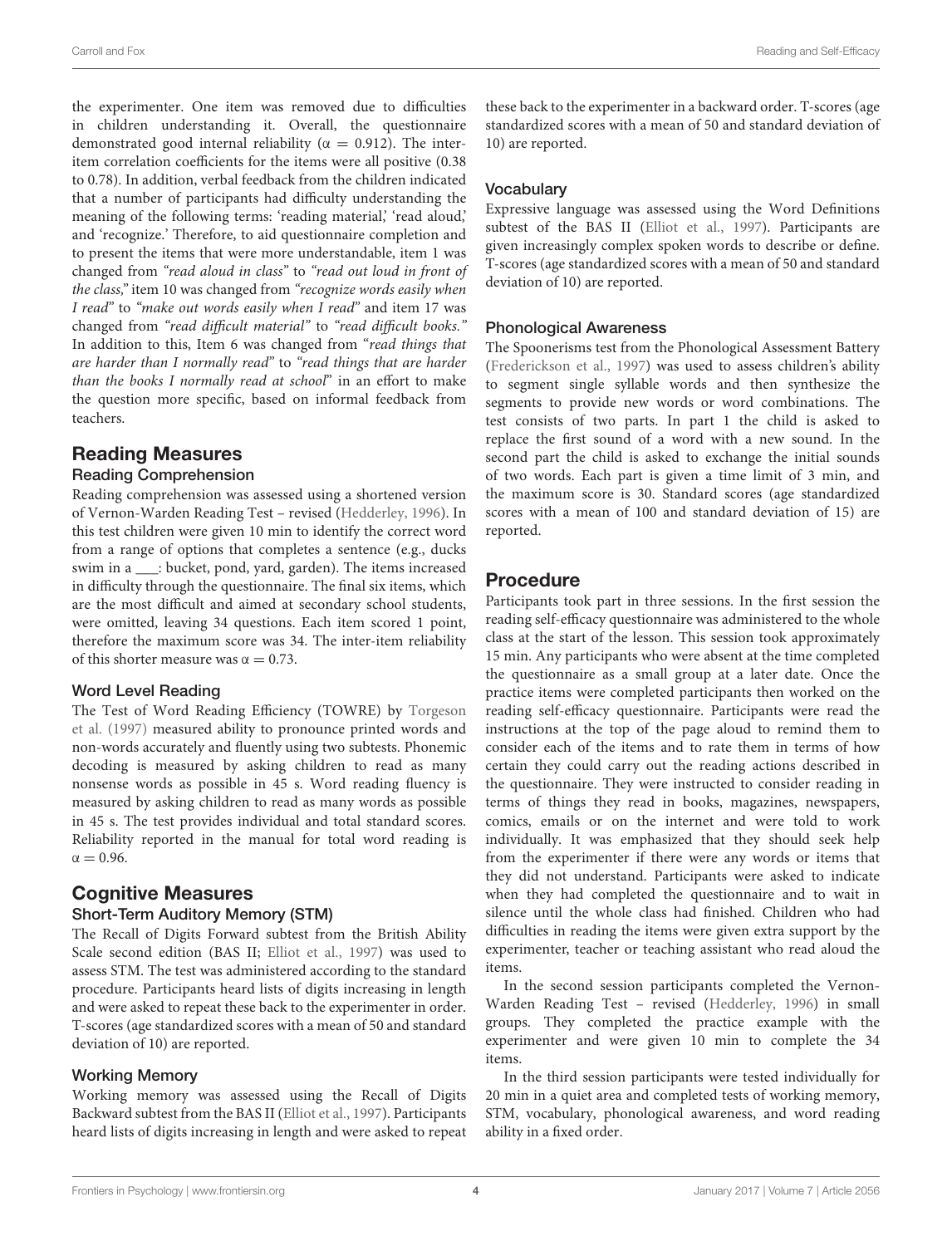the experimenter. One item was removed due to difficulties in children understanding it. Overall, the questionnaire demonstrated good internal reliability ($\alpha = 0.912$). The inter-item correlation coefficients for the items were all positive (0.38 to 0.78). In addition, verbal feedback from the children indicated that a number of participants had difficulty understanding the meaning of the following terms: 'reading material,' 'read aloud,' and 'recognize.' Therefore, to aid questionnaire completion and to present the items that were more understandable, item 1 was changed from *"read aloud in class"* to *"read out loud in front of the class,"* item 10 was changed from *"recognize words easily when I read"* to *"make out words easily when I read"* and item 17 was changed from *"read difficult material"* to *"read difficult books."* In addition to this, Item 6 was changed from "*read things that are harder than I normally read*" to "*read things that are harder than the books I normally read at school*" in an effort to make the question more specific, based on informal feedback from teachers.

## Reading Measures

### Reading Comprehension

Reading comprehension was assessed using a shortened version of Vernon-Warden Reading Test – revised (Hedderley, 1996). In this test children were given 10 min to identify the correct word from a range of options that completes a sentence (e.g., ducks swim in a ___: bucket, pond, yard, garden). The items increased in difficulty through the questionnaire. The final six items, which are the most difficult and aimed at secondary school students, were omitted, leaving 34 questions. Each item scored 1 point, therefore the maximum score was 34. The inter-item reliability of this shorter measure was $\alpha = 0.73$.

### Word Level Reading

The Test of Word Reading Efficiency (TOWRE) by Torgeson et al. (1997) measured ability to pronounce printed words and non-words accurately and fluently using two subtests. Phonemic decoding is measured by asking children to read as many nonsense words as possible in 45 s. Word reading fluency is measured by asking children to read as many words as possible in 45 s. The test provides individual and total standard scores. Reliability reported in the manual for total word reading is $\alpha = 0.96$.

## Cognitive Measures

### Short-Term Auditory Memory (STM)

The Recall of Digits Forward subtest from the British Ability Scale second edition (BAS II; Elliot et al., 1997) was used to assess STM. The test was administered according to the standard procedure. Participants heard lists of digits increasing in length and were asked to repeat these back to the experimenter in order. T-scores (age standardized scores with a mean of 50 and standard deviation of 10) are reported.

### Working Memory

Working memory was assessed using the Recall of Digits Backward subtest from the BAS II (Elliot et al., 1997). Participants heard lists of digits increasing in length and were asked to repeat these back to the experimenter in a backward order. T-scores (age standardized scores with a mean of 50 and standard deviation of 10) are reported.

### Vocabulary

Expressive language was assessed using the Word Definitions subtest of the BAS II (Elliot et al., 1997). Participants are given increasingly complex spoken words to describe or define. T-scores (age standardized scores with a mean of 50 and standard deviation of 10) are reported.

### Phonological Awareness

The Spoonerisms test from the Phonological Assessment Battery (Frederickson et al., 1997) was used to assess children's ability to segment single syllable words and then synthesize the segments to provide new words or word combinations. The test consists of two parts. In part 1 the child is asked to replace the first sound of a word with a new sound. In the second part the child is asked to exchange the initial sounds of two words. Each part is given a time limit of 3 min, and the maximum score is 30. Standard scores (age standardized scores with a mean of 100 and standard deviation of 15) are reported.

## Procedure

Participants took part in three sessions. In the first session the reading self-efficacy questionnaire was administered to the whole class at the start of the lesson. This session took approximately 15 min. Any participants who were absent at the time completed the questionnaire as a small group at a later date. Once the practice items were completed participants then worked on the reading self-efficacy questionnaire. Participants were read the instructions at the top of the page aloud to remind them to consider each of the items and to rate them in terms of how certain they could carry out the reading actions described in the questionnaire. They were instructed to consider reading in terms of things they read in books, magazines, newspapers, comics, emails or on the internet and were told to work individually. It was emphasized that they should seek help from the experimenter if there were any words or items that they did not understand. Participants were asked to indicate when they had completed the questionnaire and to wait in silence until the whole class had finished. Children who had difficulties in reading the items were given extra support by the experimenter, teacher or teaching assistant who read aloud the items.

In the second session participants completed the Vernon-Warden Reading Test – revised (Hedderley, 1996) in small groups. They completed the practice example with the experimenter and were given 10 min to complete the 34 items.

In the third session participants were tested individually for 20 min in a quiet area and completed tests of working memory, STM, vocabulary, phonological awareness, and word reading ability in a fixed order.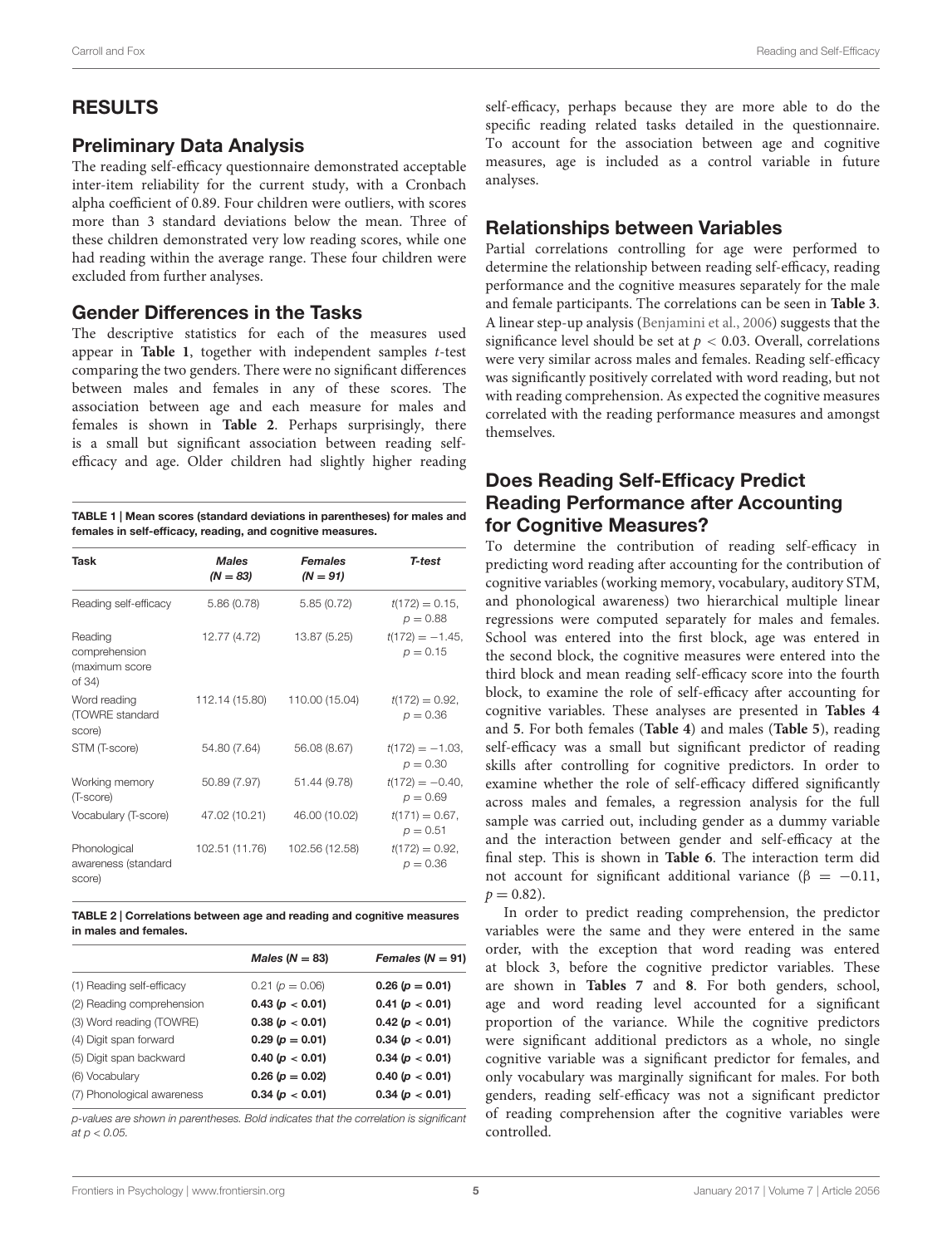## RESULTS

### Preliminary Data Analysis

The reading self-efficacy questionnaire demonstrated acceptable inter-item reliability for the current study, with a Cronbach alpha coefficient of 0.89. Four children were outliers, with scores more than 3 standard deviations below the mean. Three of these children demonstrated very low reading scores, while one had reading within the average range. These four children were excluded from further analyses.

### Gender Differences in the Tasks

The descriptive statistics for each of the measures used appear in **Table 1**, together with independent samples *t*-test comparing the two genders. There were no significant differences between males and females in any of these scores. The association between age and each measure for males and females is shown in **Table 2**. Perhaps surprisingly, there is a small but significant association between reading self-efficacy and age. Older children had slightly higher reading self-efficacy, perhaps because they are more able to do the specific reading related tasks detailed in the questionnaire. To account for the association between age and cognitive measures, age is included as a control variable in future analyses.

**TABLE 1 | Mean scores (standard deviations in parentheses) for males and females in self-efficacy, reading, and cognitive measures.**

| Task | *Males (N = 83)* | *Females (N = 91)* | *T-test* |
|---|---|---|---|
| Reading self-efficacy | 5.86 (0.78) | 5.85 (0.72) | $t(172) = 0.15$, $p = 0.88$ |
| Reading comprehension (maximum score of 34) | 12.77 (4.72) | 13.87 (5.25) | $t(172) = -1.45$, $p = 0.15$ |
| Word reading (TOWRE standard score) | 112.14 (15.80) | 110.00 (15.04) | $t(172) = 0.92$, $p = 0.36$ |
| STM (T-score) | 54.80 (7.64) | 56.08 (8.67) | $t(172) = -1.03$, $p = 0.30$ |
| Working memory (T-score) | 50.89 (7.97) | 51.44 (9.78) | $t(172) = -0.40$, $p = 0.69$ |
| Vocabulary (T-score) | 47.02 (10.21) | 46.00 (10.02) | $t(171) = 0.67$, $p = 0.51$ |
| Phonological awareness (standard score) | 102.51 (11.76) | 102.56 (12.58) | $t(172) = 0.92$, $p = 0.36$ |

**TABLE 2 | Correlations between age and reading and cognitive measures in males and females.**

| | *Males (N = 83)* | *Females (N = 91)* |
|---|---|---|
| (1) Reading self-efficacy | 0.21 ($p = 0.06$) | **0.26 ($p = 0.01$)** |
| (2) Reading comprehension | **0.43 ($p < 0.01$)** | **0.41 ($p < 0.01$)** |
| (3) Word reading (TOWRE) | **0.38 ($p < 0.01$)** | **0.42 ($p < 0.01$)** |
| (4) Digit span forward | **0.29 ($p = 0.01$)** | **0.34 ($p < 0.01$)** |
| (5) Digit span backward | **0.40 ($p < 0.01$)** | **0.34 ($p < 0.01$)** |
| (6) Vocabulary | **0.26 ($p = 0.02$)** | **0.40 ($p < 0.01$)** |
| (7) Phonological awareness | **0.34 ($p < 0.01$)** | **0.34 ($p < 0.01$)** |

*p-values are shown in parentheses. Bold indicates that the correlation is significant at $p < 0.05$.*

### Relationships between Variables

Partial correlations controlling for age were performed to determine the relationship between reading self-efficacy, reading performance and the cognitive measures separately for the male and female participants. The correlations can be seen in **Table 3**. A linear step-up analysis (Benjamini et al., 2006) suggests that the significance level should be set at $p < 0.03$. Overall, correlations were very similar across males and females. Reading self-efficacy was significantly positively correlated with word reading, but not with reading comprehension. As expected the cognitive measures correlated with the reading performance measures and amongst themselves.

### Does Reading Self-Efficacy Predict Reading Performance after Accounting for Cognitive Measures?

To determine the contribution of reading self-efficacy in predicting word reading after accounting for the contribution of cognitive variables (working memory, vocabulary, auditory STM, and phonological awareness) two hierarchical multiple linear regressions were computed separately for males and females. School was entered into the first block, age was entered in the second block, the cognitive measures were entered into the third block and mean reading self-efficacy score into the fourth block, to examine the role of self-efficacy after accounting for cognitive variables. These analyses are presented in **Tables 4** and **5**. For both females (**Table 4**) and males (**Table 5**), reading self-efficacy was a small but significant predictor of reading skills after controlling for cognitive predictors. In order to examine whether the role of self-efficacy differed significantly across males and females, a regression analysis for the full sample was carried out, including gender as a dummy variable and the interaction between gender and self-efficacy at the final step. This is shown in **Table 6**. The interaction term did not account for significant additional variance ($\beta = -0.11$, $p = 0.82$).

In order to predict reading comprehension, the predictor variables were the same and they were entered in the same order, with the exception that word reading was entered at block 3, before the cognitive predictor variables. These are shown in **Tables 7** and **8**. For both genders, school, age and word reading level accounted for a significant proportion of the variance. While the cognitive predictors were significant additional predictors as a whole, no single cognitive variable was a significant predictor for females, and only vocabulary was marginally significant for males. For both genders, reading self-efficacy was not a significant predictor of reading comprehension after the cognitive variables were controlled.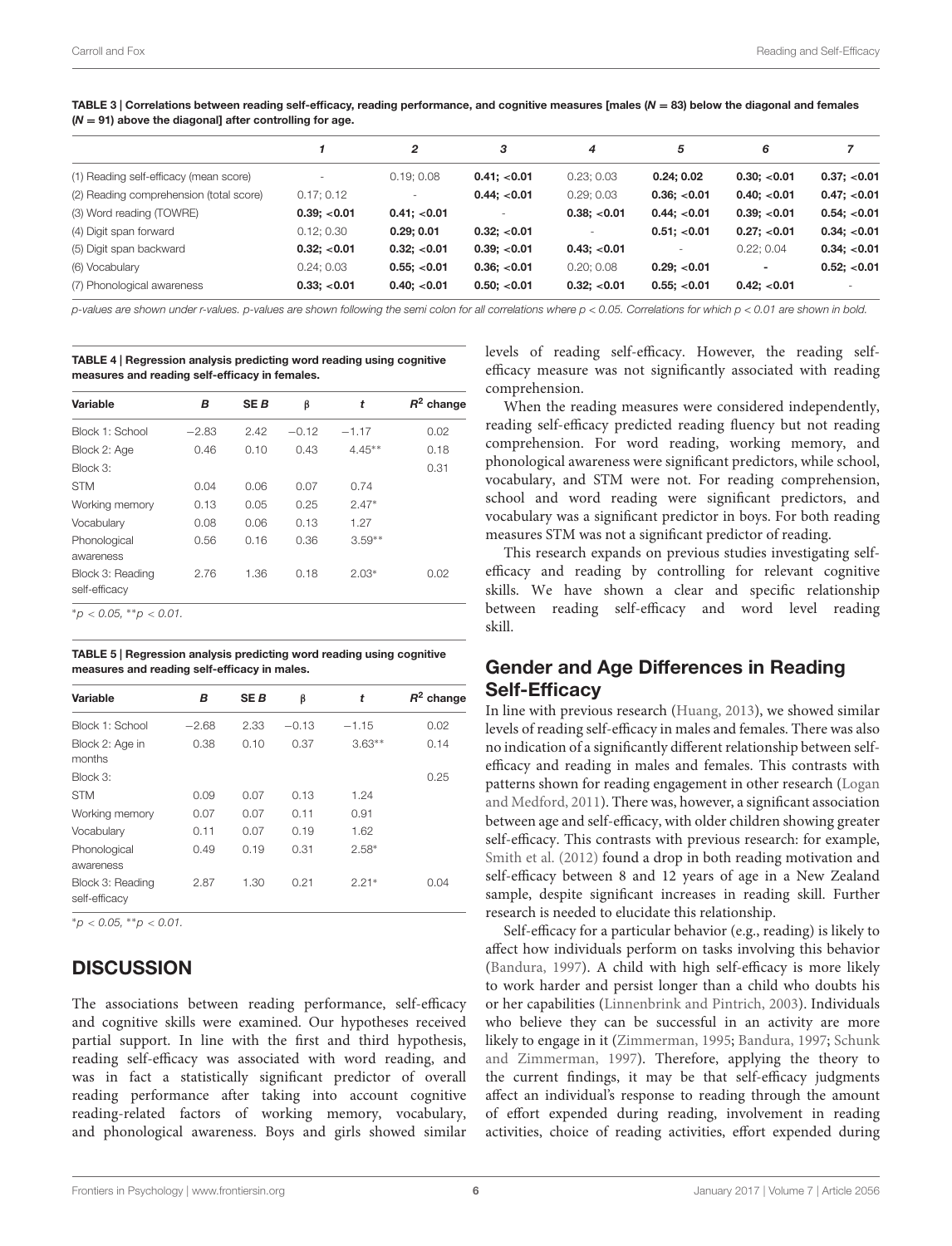**TABLE 3 | Correlations between reading self-efficacy, reading performance, and cognitive measures [males ($N = 83$) below the diagonal and females ($N = 91$) above the diagonal] after controlling for age.**

| | 1 | 2 | 3 | 4 | 5 | 6 | 7 |
|---|---|---|---|---|---|---|---|
| (1) Reading self-efficacy (mean score) | - | 0.19; 0.08 | **0.41; <0.01** | 0.23; 0.03 | **0.24; 0.02** | **0.30; <0.01** | **0.37; <0.01** |
| (2) Reading comprehension (total score) | 0.17; 0.12 | - | **0.44; <0.01** | 0.29; 0.03 | **0.36; <0.01** | **0.40; <0.01** | **0.47; <0.01** |
| (3) Word reading (TOWRE) | **0.39; <0.01** | **0.41; <0.01** | - | **0.38; <0.01** | **0.44; <0.01** | **0.39; <0.01** | **0.54; <0.01** |
| (4) Digit span forward | 0.12; 0.30 | **0.29; 0.01** | **0.32; <0.01** | - | **0.51; <0.01** | **0.27; <0.01** | **0.34; <0.01** |
| (5) Digit span backward | **0.32; <0.01** | **0.32; <0.01** | **0.39; <0.01** | **0.43; <0.01** | - | 0.22; 0.04 | **0.34; <0.01** |
| (6) Vocabulary | 0.24; 0.03 | **0.55; <0.01** | **0.36; <0.01** | 0.20; 0.08 | **0.29; <0.01** | - | **0.52; <0.01** |
| (7) Phonological awareness | **0.33; <0.01** | **0.40; <0.01** | **0.50; <0.01** | **0.32; <0.01** | **0.55; <0.01** | **0.42; <0.01** | - |

*p-values are shown under r-values. p-values are shown following the semi colon for all correlations where $p < 0.05$. Correlations for which $p < 0.01$ are shown in bold.*

**TABLE 4 | Regression analysis predicting word reading using cognitive measures and reading self-efficacy in females.**

| Variable | B | SE B | β | t | $R^2$ change |
|---|---|---|---|---|---|
| Block 1: School | −2.83 | 2.42 | −0.12 | −1.17 | 0.02 |
| Block 2: Age | 0.46 | 0.10 | 0.43 | 4.45** | 0.18 |
| Block 3: | | | | | 0.31 |
| STM | 0.04 | 0.06 | 0.07 | 0.74 | |
| Working memory | 0.13 | 0.05 | 0.25 | 2.47* | |
| Vocabulary | 0.08 | 0.06 | 0.13 | 1.27 | |
| Phonological awareness | 0.56 | 0.16 | 0.36 | 3.59** | |
| Block 3: Reading self-efficacy | 2.76 | 1.36 | 0.18 | 2.03* | 0.02 |

*$p < 0.05$, **$p < 0.01$.

**TABLE 5 | Regression analysis predicting word reading using cognitive measures and reading self-efficacy in males.**

| Variable | B | SE B | β | t | $R^2$ change |
|---|---|---|---|---|---|
| Block 1: School | −2.68 | 2.33 | −0.13 | −1.15 | 0.02 |
| Block 2: Age in months | 0.38 | 0.10 | 0.37 | 3.63** | 0.14 |
| Block 3: | | | | | 0.25 |
| STM | 0.09 | 0.07 | 0.13 | 1.24 | |
| Working memory | 0.07 | 0.07 | 0.11 | 0.91 | |
| Vocabulary | 0.11 | 0.07 | 0.19 | 1.62 | |
| Phonological awareness | 0.49 | 0.19 | 0.31 | 2.58* | |
| Block 3: Reading self-efficacy | 2.87 | 1.30 | 0.21 | 2.21* | 0.04 |

*$p < 0.05$, **$p < 0.01$.

## DISCUSSION

The associations between reading performance, self-efficacy and cognitive skills were examined. Our hypotheses received partial support. In line with the first and third hypothesis, reading self-efficacy was associated with word reading, and was in fact a statistically significant predictor of overall reading performance after taking into account cognitive reading-related factors of working memory, vocabulary, and phonological awareness. Boys and girls showed similar levels of reading self-efficacy. However, the reading self-efficacy measure was not significantly associated with reading comprehension.

When the reading measures were considered independently, reading self-efficacy predicted reading fluency but not reading comprehension. For word reading, working memory, and phonological awareness were significant predictors, while school, vocabulary, and STM were not. For reading comprehension, school and word reading were significant predictors, and vocabulary was a significant predictor in boys. For both reading measures STM was not a significant predictor of reading.

This research expands on previous studies investigating self-efficacy and reading by controlling for relevant cognitive skills. We have shown a clear and specific relationship between reading self-efficacy and word level reading skill.

### Gender and Age Differences in Reading Self-Efficacy

In line with previous research (Huang, 2013), we showed similar levels of reading self-efficacy in males and females. There was also no indication of a significantly different relationship between self-efficacy and reading in males and females. This contrasts with patterns shown for reading engagement in other research (Logan and Medford, 2011). There was, however, a significant association between age and self-efficacy, with older children showing greater self-efficacy. This contrasts with previous research: for example, Smith et al. (2012) found a drop in both reading motivation and self-efficacy between 8 and 12 years of age in a New Zealand sample, despite significant increases in reading skill. Further research is needed to elucidate this relationship.

Self-efficacy for a particular behavior (e.g., reading) is likely to affect how individuals perform on tasks involving this behavior (Bandura, 1997). A child with high self-efficacy is more likely to work harder and persist longer than a child who doubts his or her capabilities (Linnenbrink and Pintrich, 2003). Individuals who believe they can be successful in an activity are more likely to engage in it (Zimmerman, 1995; Bandura, 1997; Schunk and Zimmerman, 1997). Therefore, applying the theory to the current findings, it may be that self-efficacy judgments affect an individual's response to reading through the amount of effort expended during reading, involvement in reading activities, choice of reading activities, effort expended during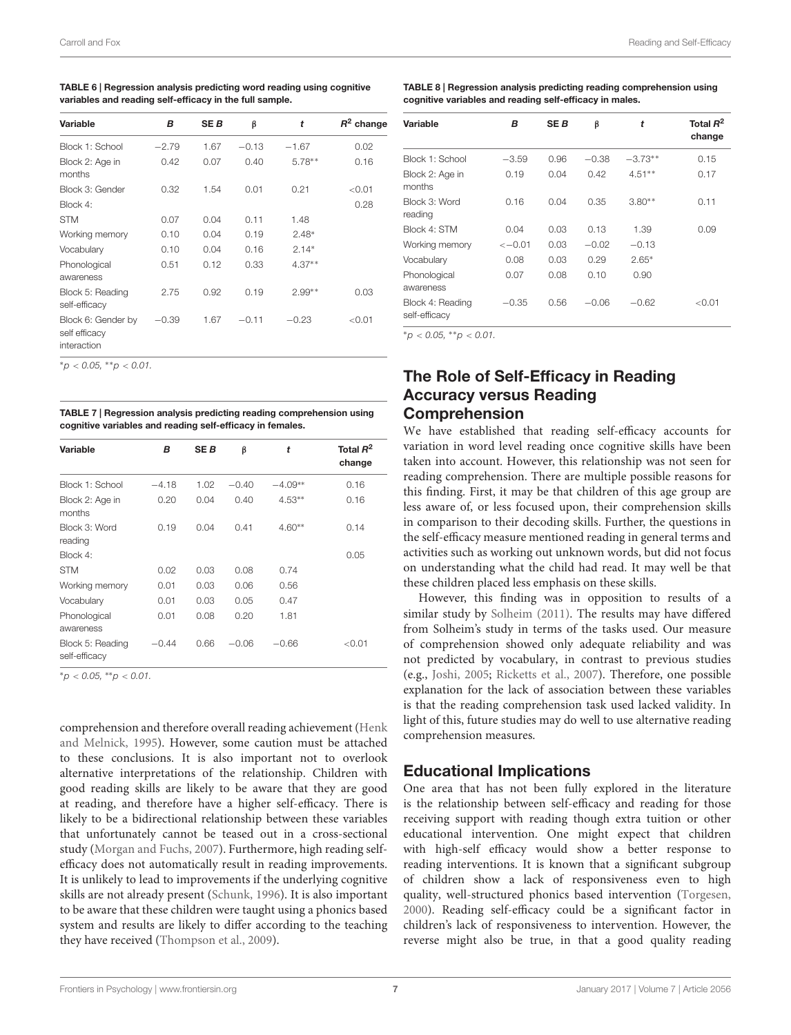**TABLE 6 | Regression analysis predicting word reading using cognitive variables and reading self-efficacy in the full sample.**

| Variable | B | SE B | β | t | $R^2$ change |
|---|---|---|---|---|---|
| Block 1: School | −2.79 | 1.67 | −0.13 | −1.67 | 0.02 |
| Block 2: Age in months | 0.42 | 0.07 | 0.40 | 5.78** | 0.16 |
| Block 3: Gender | 0.32 | 1.54 | 0.01 | 0.21 | <0.01 |
| Block 4: | | | | | 0.28 |
| STM | 0.07 | 0.04 | 0.11 | 1.48 | |
| Working memory | 0.10 | 0.04 | 0.19 | 2.48* | |
| Vocabulary | 0.10 | 0.04 | 0.16 | 2.14* | |
| Phonological awareness | 0.51 | 0.12 | 0.33 | 4.37** | |
| Block 5: Reading self-efficacy | 2.75 | 0.92 | 0.19 | 2.99** | 0.03 |
| Block 6: Gender by self efficacy interaction | −0.39 | 1.67 | −0.11 | −0.23 | <0.01 |

*$p < 0.05$, **$p < 0.01$.

**TABLE 7 | Regression analysis predicting reading comprehension using cognitive variables and reading self-efficacy in females.**

| Variable | B | SE B | β | t | Total $R^2$ change |
|---|---|---|---|---|---|
| Block 1: School | −4.18 | 1.02 | −0.40 | −4.09** | 0.16 |
| Block 2: Age in months | 0.20 | 0.04 | 0.40 | 4.53** | 0.16 |
| Block 3: Word reading | 0.19 | 0.04 | 0.41 | 4.60** | 0.14 |
| Block 4: | | | | | 0.05 |
| STM | 0.02 | 0.03 | 0.08 | 0.74 | |
| Working memory | 0.01 | 0.03 | 0.06 | 0.56 | |
| Vocabulary | 0.01 | 0.03 | 0.05 | 0.47 | |
| Phonological awareness | 0.01 | 0.08 | 0.20 | 1.81 | |
| Block 5: Reading self-efficacy | −0.44 | 0.66 | −0.06 | −0.66 | <0.01 |

*$p < 0.05$, **$p < 0.01$.

comprehension and therefore overall reading achievement (Henk and Melnick, 1995). However, some caution must be attached to these conclusions. It is also important not to overlook alternative interpretations of the relationship. Children with good reading skills are likely to be aware that they are good at reading, and therefore have a higher self-efficacy. There is likely to be a bidirectional relationship between these variables that unfortunately cannot be teased out in a cross-sectional study (Morgan and Fuchs, 2007). Furthermore, high reading self-efficacy does not automatically result in reading improvements. It is unlikely to lead to improvements if the underlying cognitive skills are not already present (Schunk, 1996). It is also important to be aware that these children were taught using a phonics based system and results are likely to differ according to the teaching they have received (Thompson et al., 2009).

**TABLE 8 | Regression analysis predicting reading comprehension using cognitive variables and reading self-efficacy in males.**

| Variable | B | SE B | β | t | Total $R^2$ change |
|---|---|---|---|---|---|
| Block 1: School | −3.59 | 0.96 | −0.38 | −3.73** | 0.15 |
| Block 2: Age in months | 0.19 | 0.04 | 0.42 | 4.51** | 0.17 |
| Block 3: Word reading | 0.16 | 0.04 | 0.35 | 3.80** | 0.11 |
| Block 4: STM | 0.04 | 0.03 | 0.13 | 1.39 | 0.09 |
| Working memory | <−0.01 | 0.03 | −0.02 | −0.13 | |
| Vocabulary | 0.08 | 0.03 | 0.29 | 2.65* | |
| Phonological awareness | 0.07 | 0.08 | 0.10 | 0.90 | |
| Block 4: Reading self-efficacy | −0.35 | 0.56 | −0.06 | −0.62 | <0.01 |

*$p < 0.05$, **$p < 0.01$.

## The Role of Self-Efficacy in Reading Accuracy versus Reading Comprehension

We have established that reading self-efficacy accounts for variation in word level reading once cognitive skills have been taken into account. However, this relationship was not seen for reading comprehension. There are multiple possible reasons for this finding. First, it may be that children of this age group are less aware of, or less focused upon, their comprehension skills in comparison to their decoding skills. Further, the questions in the self-efficacy measure mentioned reading in general terms and activities such as working out unknown words, but did not focus on understanding what the child had read. It may well be that these children placed less emphasis on these skills.

However, this finding was in opposition to results of a similar study by Solheim (2011). The results may have differed from Solheim's study in terms of the tasks used. Our measure of comprehension showed only adequate reliability and was not predicted by vocabulary, in contrast to previous studies (e.g., Joshi, 2005; Ricketts et al., 2007). Therefore, one possible explanation for the lack of association between these variables is that the reading comprehension task used lacked validity. In light of this, future studies may do well to use alternative reading comprehension measures.

## Educational Implications

One area that has not been fully explored in the literature is the relationship between self-efficacy and reading for those receiving support with reading though extra tuition or other educational intervention. One might expect that children with high-self efficacy would show a better response to reading interventions. It is known that a significant subgroup of children show a lack of responsiveness even to high quality, well-structured phonics based intervention (Torgesen, 2000). Reading self-efficacy could be a significant factor in children's lack of responsiveness to intervention. However, the reverse might also be true, in that a good quality reading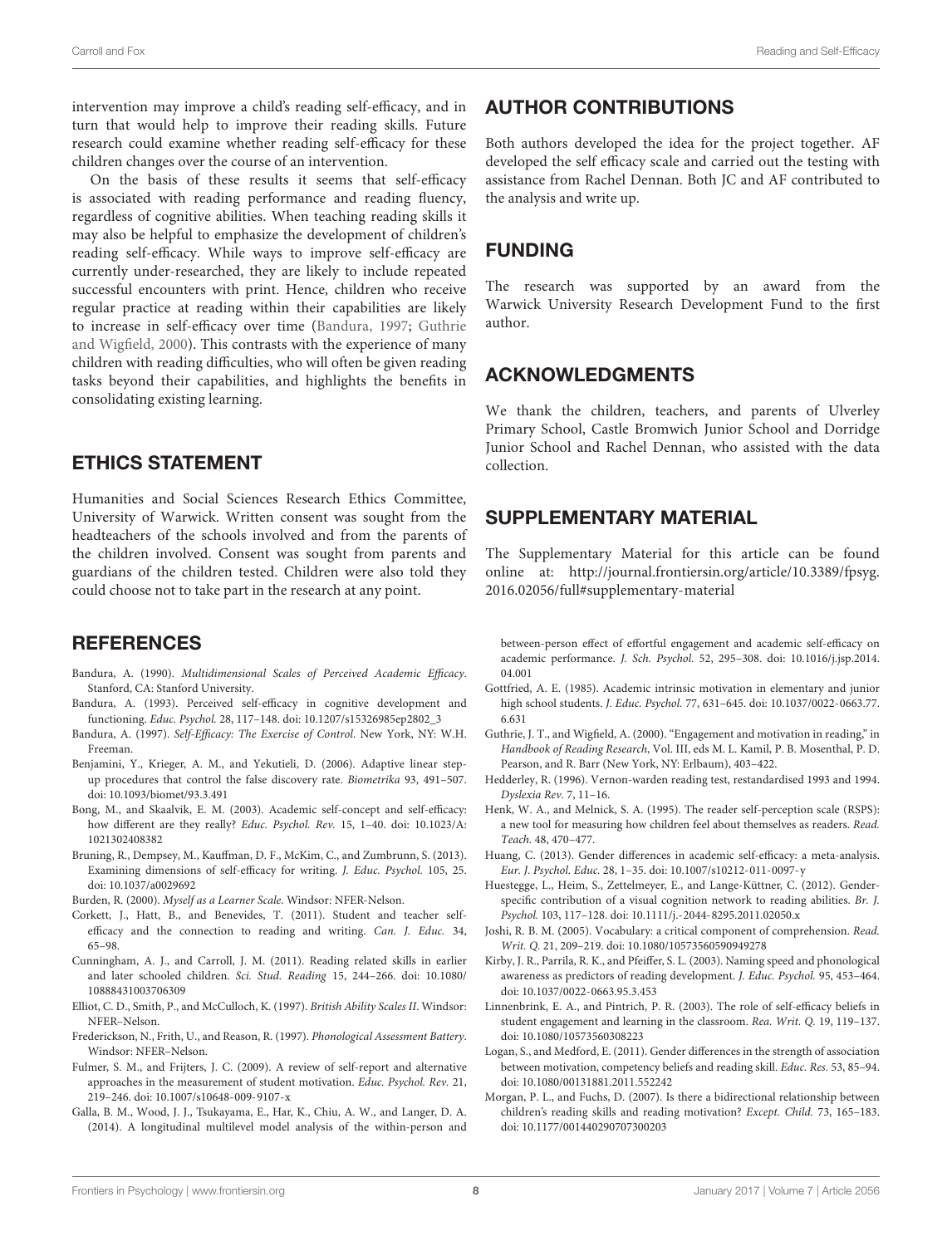intervention may improve a child's reading self-efficacy, and in turn that would help to improve their reading skills. Future research could examine whether reading self-efficacy for these children changes over the course of an intervention.

On the basis of these results it seems that self-efficacy is associated with reading performance and reading fluency, regardless of cognitive abilities. When teaching reading skills it may also be helpful to emphasize the development of children's reading self-efficacy. While ways to improve self-efficacy are currently under-researched, they are likely to include repeated successful encounters with print. Hence, children who receive regular practice at reading within their capabilities are likely to increase in self-efficacy over time (Bandura, 1997; Guthrie and Wigfield, 2000). This contrasts with the experience of many children with reading difficulties, who will often be given reading tasks beyond their capabilities, and highlights the benefits in consolidating existing learning.

## ETHICS STATEMENT

Humanities and Social Sciences Research Ethics Committee, University of Warwick. Written consent was sought from the headteachers of the schools involved and from the parents of the children involved. Consent was sought from parents and guardians of the children tested. Children were also told they could choose not to take part in the research at any point.

## AUTHOR CONTRIBUTIONS

Both authors developed the idea for the project together. AF developed the self efficacy scale and carried out the testing with assistance from Rachel Dennan. Both JC and AF contributed to the analysis and write up.

## FUNDING

The research was supported by an award from the Warwick University Research Development Fund to the first author.

## ACKNOWLEDGMENTS

We thank the children, teachers, and parents of Ulverley Primary School, Castle Bromwich Junior School and Dorridge Junior School and Rachel Dennan, who assisted with the data collection.

## SUPPLEMENTARY MATERIAL

The Supplementary Material for this article can be found online at: http://journal.frontiersin.org/article/10.3389/fpsyg.2016.02056/full#supplementary-material

## REFERENCES

Bandura, A. (1990). *Multidimensional Scales of Perceived Academic Efficacy*. Stanford, CA: Stanford University.

Bandura, A. (1993). Perceived self-efficacy in cognitive development and functioning. *Educ. Psychol.* 28, 117–148. doi: 10.1207/s15326985ep2802_3

Bandura, A. (1997). *Self-Efficacy: The Exercise of Control*. New York, NY: W.H. Freeman.

Benjamini, Y., Krieger, A. M., and Yekutieli, D. (2006). Adaptive linear step-up procedures that control the false discovery rate. *Biometrika* 93, 491–507. doi: 10.1093/biomet/93.3.491

Bong, M., and Skaalvik, E. M. (2003). Academic self-concept and self-efficacy: how different are they really? *Educ. Psychol. Rev.* 15, 1–40. doi: 10.1023/A:1021302408382

Bruning, R., Dempsey, M., Kauffman, D. F., McKim, C., and Zumbrunn, S. (2013). Examining dimensions of self-efficacy for writing. *J. Educ. Psychol.* 105, 25. doi: 10.1037/a0029692

Burden, R. (2000). *Myself as a Learner Scale*. Windsor: NFER-Nelson.

Corkett, J., Hatt, B., and Benevides, T. (2011). Student and teacher self-efficacy and the connection to reading and writing. *Can. J. Educ.* 34, 65–98.

Cunningham, A. J., and Carroll, J. M. (2011). Reading related skills in earlier and later schooled children. *Sci. Stud. Reading* 15, 244–266. doi: 10.1080/10888431003706309

Elliot, C. D., Smith, P., and McCulloch, K. (1997). *British Ability Scales II*. Windsor: NFER–Nelson.

Frederickson, N., Frith, U., and Reason, R. (1997). *Phonological Assessment Battery*. Windsor: NFER–Nelson.

Fulmer, S. M., and Frijters, J. C. (2009). A review of self-report and alternative approaches in the measurement of student motivation. *Educ. Psychol. Rev.* 21, 219–246. doi: 10.1007/s10648-009-9107-x

Galla, B. M., Wood, J. J., Tsukayama, E., Har, K., Chiu, A. W., and Langer, D. A. (2014). A longitudinal multilevel model analysis of the within-person and between-person effect of effortful engagement and academic self-efficacy on academic performance. *J. Sch. Psychol.* 52, 295–308. doi: 10.1016/j.jsp.2014.04.001

Gottfried, A. E. (1985). Academic intrinsic motivation in elementary and junior high school students. *J. Educ. Psychol.* 77, 631–645. doi: 10.1037/0022-0663.77.6.631

Guthrie, J. T., and Wigfield, A. (2000). "Engagement and motivation in reading," in *Handbook of Reading Research*, Vol. III, eds M. L. Kamil, P. B. Mosenthal, P. D. Pearson, and R. Barr (New York, NY: Erlbaum), 403–422.

Hedderley, R. (1996). Vernon-warden reading test, restandardised 1993 and 1994. *Dyslexia Rev.* 7, 11–16.

Henk, W. A., and Melnick, S. A. (1995). The reader self-perception scale (RSPS): a new tool for measuring how children feel about themselves as readers. *Read. Teach.* 48, 470–477.

Huang, C. (2013). Gender differences in academic self-efficacy: a meta-analysis. *Eur. J. Psychol. Educ.* 28, 1–35. doi: 10.1007/s10212-011-0097-y

Huestegge, L., Heim, S., Zettelmeyer, E., and Lange-Küttner, C. (2012). Gender-specific contribution of a visual cognition network to reading abilities. *Br. J. Psychol.* 103, 117–128. doi: 10.1111/j.-2044-8295.2011.02050.x

Joshi, R. B. M. (2005). Vocabulary: a critical component of comprehension. *Read. Writ. Q.* 21, 209–219. doi: 10.1080/10573560590949278

Kirby, J. R., Parrila, R. K., and Pfeiffer, S. L. (2003). Naming speed and phonological awareness as predictors of reading development. *J. Educ. Psychol.* 95, 453–464. doi: 10.1037/0022-0663.95.3.453

Linnenbrink, E. A., and Pintrich, P. R. (2003). The role of self-efficacy beliefs in student engagement and learning in the classroom. *Rea. Writ. Q.* 19, 119–137. doi: 10.1080/10573560308223

Logan, S., and Medford, E. (2011). Gender differences in the strength of association between motivation, competency beliefs and reading skill. *Educ. Res.* 53, 85–94. doi: 10.1080/00131881.2011.552242

Morgan, P. L., and Fuchs, D. (2007). Is there a bidirectional relationship between children's reading skills and reading motivation? *Except. Child.* 73, 165–183. doi: 10.1177/001440290707300203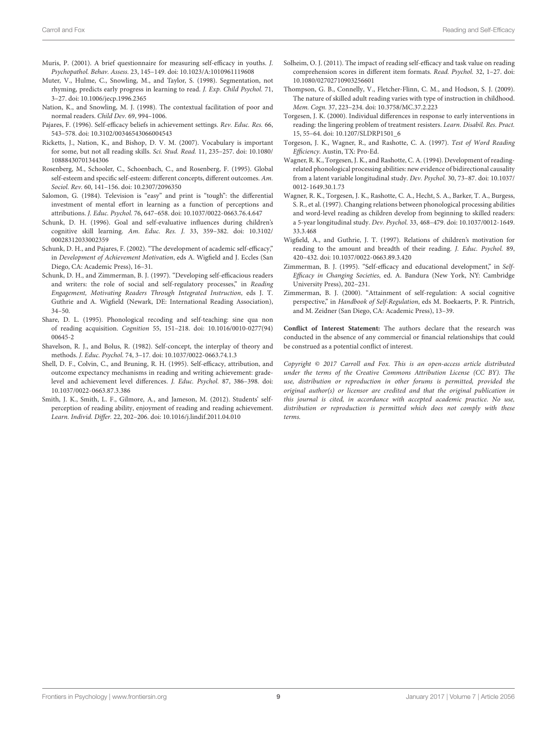Muris, P. (2001). A brief questionnaire for measuring self-efficacy in youths. *J. Psychopathol. Behav. Assess.* 23, 145–149. doi: 10.1023/A:1010961119608

Muter, V., Hulme, C., Snowling, M., and Taylor, S. (1998). Segmentation, not rhyming, predicts early progress in learning to read. *J. Exp. Child Psychol.* 71, 3–27. doi: 10.1006/jecp.1996.2365

Nation, K., and Snowling, M. J. (1998). The contextual facilitation of poor and normal readers. *Child Dev.* 69, 994–1006.

Pajares, F. (1996). Self-efficacy beliefs in achievement settings. *Rev. Educ. Res.* 66, 543–578. doi: 10.3102/00346543066004543

Ricketts, J., Nation, K., and Bishop, D. V. M. (2007). Vocabulary is important for some, but not all reading skills. *Sci. Stud. Read.* 11, 235–257. doi: 10.1080/10888430701344306

Rosenberg, M., Schooler, C., Schoenbach, C., and Rosenberg, F. (1995). Global self-esteem and specific self-esteem: different concepts, different outcomes. *Am. Sociol. Rev.* 60, 141–156. doi: 10.2307/2096350

Salomon, G. (1984). Television is "easy" and print is "tough": the differential investment of mental effort in learning as a function of perceptions and attributions. *J. Educ. Psychol.* 76, 647–658. doi: 10.1037/0022-0663.76.4.647

Schunk, D. H. (1996). Goal and self-evaluative influences during children's cognitive skill learning. *Am. Educ. Res. J.* 33, 359–382. doi: 10.3102/00028312033002359

Schunk, D. H., and Pajares, F. (2002). "The development of academic self-efficacy," in *Development of Achievement Motivation*, eds A. Wigfield and J. Eccles (San Diego, CA: Academic Press), 16–31.

Schunk, D. H., and Zimmerman, B. J. (1997). "Developing self-efficacious readers and writers: the role of social and self-regulatory processes," in *Reading Engagement, Motivating Readers Through Integrated Instruction*, eds J. T. Guthrie and A. Wigfield (Newark, DE: International Reading Association), 34–50.

Share, D. L. (1995). Phonological recoding and self-teaching: sine qua non of reading acquisition. *Cognition* 55, 151–218. doi: 10.1016/0010-0277(94)00645-2

Shavelson, R. J., and Bolus, R. (1982). Self-concept, the interplay of theory and methods. *J. Educ. Psychol.* 74, 3–17. doi: 10.1037/0022-0663.74.1.3

Shell, D. F., Colvin, C., and Bruning, R. H. (1995). Self-efficacy, attribution, and outcome expectancy mechanisms in reading and writing achievement: grade-level and achievement level differences. *J. Educ. Psychol.* 87, 386–398. doi: 10.1037/0022-0663.87.3.386

Smith, J. K., Smith, L. F., Gilmore, A., and Jameson, M. (2012). Students' self-perception of reading ability, enjoyment of reading and reading achievement. *Learn. Individ. Differ.* 22, 202–206. doi: 10.1016/j.lindif.2011.04.010

Solheim, O. J. (2011). The impact of reading self-efficacy and task value on reading comprehension scores in different item formats. *Read. Psychol.* 32, 1–27. doi: 10.1080/02702710903256601

Thompson, G. B., Connelly, V., Fletcher-Flinn, C. M., and Hodson, S. J. (2009). The nature of skilled adult reading varies with type of instruction in childhood. *Mem. Cogn.* 37, 223–234. doi: 10.3758/MC.37.2.223

Torgesen, J. K. (2000). Individual differences in response to early interventions in reading: the lingering problem of treatment resisters. *Learn. Disabil. Res. Pract.* 15, 55–64. doi: 10.1207/SLDRP1501_6

Torgeson, J. K., Wagner, R., and Rashotte, C. A. (1997). *Test of Word Reading Efficiency*. Austin, TX: Pro-Ed.

Wagner, R. K., Torgesen, J. K., and Rashotte, C. A. (1994). Development of reading-related phonological processing abilities: new evidence of bidirectional causality from a latent variable longitudinal study. *Dev. Psychol.* 30, 73–87. doi: 10.1037/0012-1649.30.1.73

Wagner, R. K., Torgesen, J. K., Rashotte, C. A., Hecht, S. A., Barker, T. A., Burgess, S. R., et al. (1997). Changing relations between phonological processing abilities and word-level reading as children develop from beginning to skilled readers: a 5-year longitudinal study. *Dev. Psychol.* 33, 468–479. doi: 10.1037/0012-1649.33.3.468

Wigfield, A., and Guthrie, J. T. (1997). Relations of children's motivation for reading to the amount and breadth of their reading. *J. Educ. Psychol.* 89, 420–432. doi: 10.1037/0022-0663.89.3.420

Zimmerman, B. J. (1995). "Self-efficacy and educational development," in *Self-Efficacy in Changing Societies*, ed. A. Bandura (New York, NY: Cambridge University Press), 202–231.

Zimmerman, B. J. (2000). "Attainment of self-regulation: A social cognitive perspective," in *Handbook of Self-Regulation*, eds M. Boekaerts, P. R. Pintrich, and M. Zeidner (San Diego, CA: Academic Press), 13–39.

**Conflict of Interest Statement:** The authors declare that the research was conducted in the absence of any commercial or financial relationships that could be construed as a potential conflict of interest.

*Copyright © 2017 Carroll and Fox. This is an open-access article distributed under the terms of the Creative Commons Attribution License (CC BY). The use, distribution or reproduction in other forums is permitted, provided the original author(s) or licensor are credited and that the original publication in this journal is cited, in accordance with accepted academic practice. No use, distribution or reproduction is permitted which does not comply with these terms.*